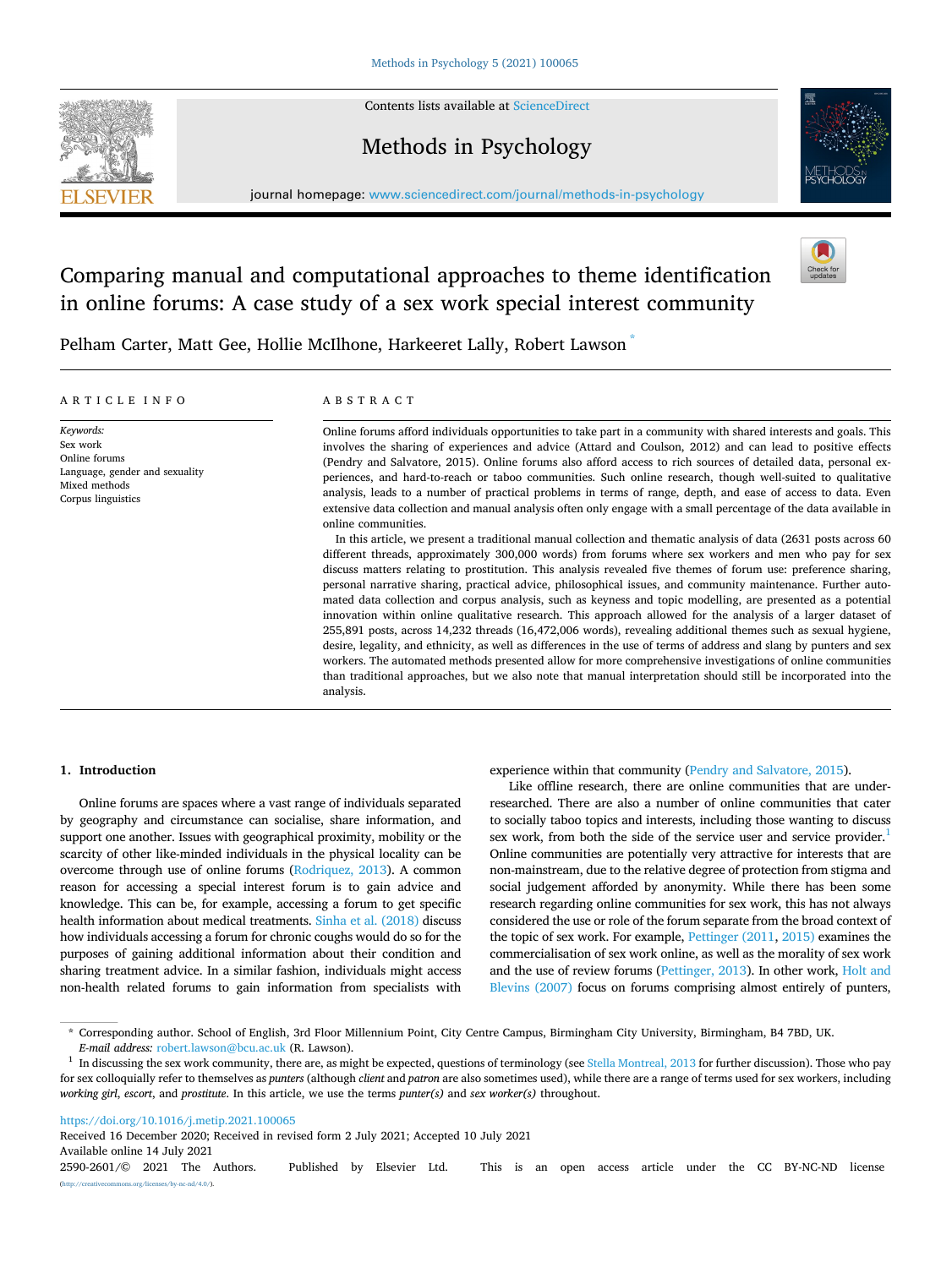# Comparing manual and computational approaches to theme identification in online forums: A case study of a sex work special interest community

Pelham Carter, Matt Gee, Hollie McIlhone, Harkeeret Lally, Robert Lawson [*]

## ARTICLE INFO

*Keywords:*
Sex work
Online forums
Language, gender and sexuality
Mixed methods
Corpus linguistics

## ABSTRACT

Online forums afford individuals opportunities to take part in a community with shared interests and goals. This involves the sharing of experiences and advice (Attard and Coulson, 2012) and can lead to positive effects (Pendry and Salvatore, 2015). Online forums also afford access to rich sources of detailed data, personal experiences, and hard-to-reach or taboo communities. Such online research, though well-suited to qualitative analysis, leads to a number of practical problems in terms of range, depth, and ease of access to data. Even extensive data collection and manual analysis often only engage with a small percentage of the data available in online communities.

In this article, we present a traditional manual collection and thematic analysis of data (2631 posts across 60 different threads, approximately 300,000 words) from forums where sex workers and men who pay for sex discuss matters relating to prostitution. This analysis revealed five themes of forum use: preference sharing, personal narrative sharing, practical advice, philosophical issues, and community maintenance. Further automated data collection and corpus analysis, such as keyness and topic modelling, are presented as a potential innovation within online qualitative research. This approach allowed for the analysis of a larger dataset of 255,891 posts, across 14,232 threads (16,472,006 words), revealing additional themes such as sexual hygiene, desire, legality, and ethnicity, as well as differences in the use of terms of address and slang by punters and sex workers. The automated methods presented allow for more comprehensive investigations of online communities than traditional approaches, but we also note that manual interpretation should still be incorporated into the analysis.

## 1. Introduction

Online forums are spaces where a vast range of individuals separated by geography and circumstance can socialise, share information, and support one another. Issues with geographical proximity, mobility or the scarcity of other like-minded individuals in the physical locality can be overcome through use of online forums (Rodriquez, 2013). A common reason for accessing a special interest forum is to gain advice and knowledge. This can be, for example, accessing a forum to get specific health information about medical treatments. Sinha et al. (2018) discuss how individuals accessing a forum for chronic coughs would do so for the purposes of gaining additional information about their condition and sharing treatment advice. In a similar fashion, individuals might access non-health related forums to gain information from specialists with experience within that community (Pendry and Salvatore, 2015).

Like offline research, there are online communities that are under-researched. There are also a number of online communities that cater to socially taboo topics and interests, including those wanting to discuss sex work, from both the side of the service user and service provider.[1] Online communities are potentially very attractive for interests that are non-mainstream, due to the relative degree of protection from stigma and social judgement afforded by anonymity. While there has been some research regarding online communities for sex work, this has not always considered the use or role of the forum separate from the broad context of the topic of sex work. For example, Pettinger (2011, 2015) examines the commercialisation of sex work online, as well as the morality of sex work and the use of review forums (Pettinger, 2013). In other work, Holt and Blevins (2007) focus on forums comprising almost entirely of punters,

\* Corresponding author. School of English, 3rd Floor Millennium Point, City Centre Campus, Birmingham City University, Birmingham, B4 7BD, UK.
*E-mail address:* robert.lawson@bcu.ac.uk (R. Lawson).

[1] In discussing the sex work community, there are, as might be expected, questions of terminology (see Stella Montreal, 2013 for further discussion). Those who pay for sex colloquially refer to themselves as *punters* (although *client* and *patron* are also sometimes used), while there are a range of terms used for sex workers, including *working girl*, *escort*, and *prostitute*. In this article, we use the terms *punter(s)* and *sex worker(s)* throughout.

https://doi.org/10.1016/j.metip.2021.100065
Received 16 December 2020; Received in revised form 2 July 2021; Accepted 10 July 2021
Available online 14 July 2021
2590-2601/© 2021 The Authors. Published by Elsevier Ltd. This is an open access article under the CC BY-NC-ND license (http://creativecommons.org/licenses/by-nc-nd/4.0/).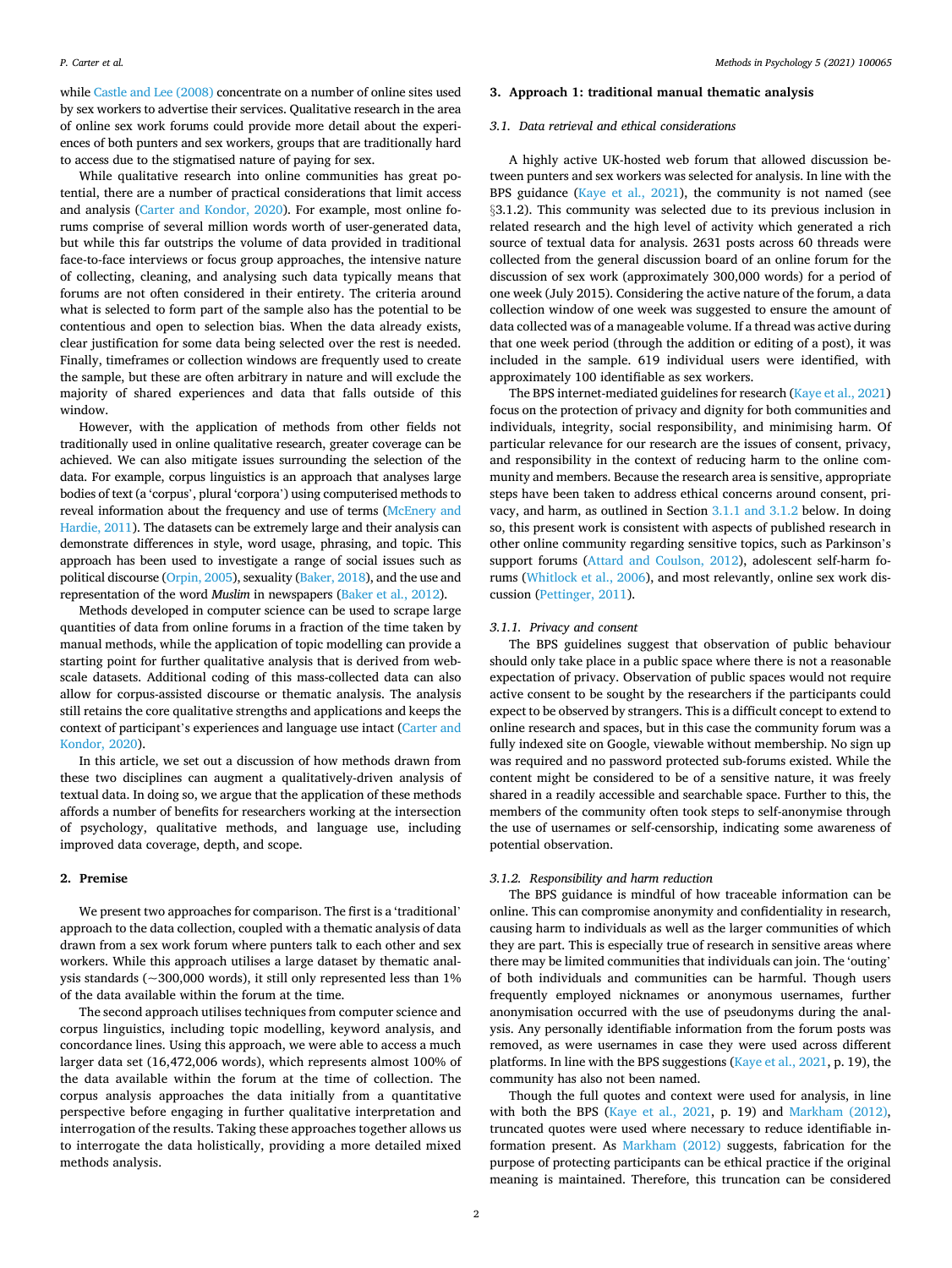while Castle and Lee (2008) concentrate on a number of online sites used by sex workers to advertise their services. Qualitative research in the area of online sex work forums could provide more detail about the experiences of both punters and sex workers, groups that are traditionally hard to access due to the stigmatised nature of paying for sex.

While qualitative research into online communities has great potential, there are a number of practical considerations that limit access and analysis (Carter and Kondor, 2020). For example, most online forums comprise of several million words worth of user-generated data, but while this far outstrips the volume of data provided in traditional face-to-face interviews or focus group approaches, the intensive nature of collecting, cleaning, and analysing such data typically means that forums are not often considered in their entirety. The criteria around what is selected to form part of the sample also has the potential to be contentious and open to selection bias. When the data already exists, clear justification for some data being selected over the rest is needed. Finally, timeframes or collection windows are frequently used to create the sample, but these are often arbitrary in nature and will exclude the majority of shared experiences and data that falls outside of this window.

However, with the application of methods from other fields not traditionally used in online qualitative research, greater coverage can be achieved. We can also mitigate issues surrounding the selection of the data. For example, corpus linguistics is an approach that analyses large bodies of text (a 'corpus', plural 'corpora') using computerised methods to reveal information about the frequency and use of terms (McEnery and Hardie, 2011). The datasets can be extremely large and their analysis can demonstrate differences in style, word usage, phrasing, and topic. This approach has been used to investigate a range of social issues such as political discourse (Orpin, 2005), sexuality (Baker, 2018), and the use and representation of the word *Muslim* in newspapers (Baker et al., 2012).

Methods developed in computer science can be used to scrape large quantities of data from online forums in a fraction of the time taken by manual methods, while the application of topic modelling can provide a starting point for further qualitative analysis that is derived from web-scale datasets. Additional coding of this mass-collected data can also allow for corpus-assisted discourse or thematic analysis. The analysis still retains the core qualitative strengths and applications and keeps the context of participant's experiences and language use intact (Carter and Kondor, 2020).

In this article, we set out a discussion of how methods drawn from these two disciplines can augment a qualitatively-driven analysis of textual data. In doing so, we argue that the application of these methods affords a number of benefits for researchers working at the intersection of psychology, qualitative methods, and language use, including improved data coverage, depth, and scope.

## 2. Premise

We present two approaches for comparison. The first is a 'traditional' approach to the data collection, coupled with a thematic analysis of data drawn from a sex work forum where punters talk to each other and sex workers. While this approach utilises a large dataset by thematic analysis standards (~300,000 words), it still only represented less than 1% of the data available within the forum at the time.

The second approach utilises techniques from computer science and corpus linguistics, including topic modelling, keyword analysis, and concordance lines. Using this approach, we were able to access a much larger data set (16,472,006 words), which represents almost 100% of the data available within the forum at the time of collection. The corpus analysis approaches the data initially from a quantitative perspective before engaging in further qualitative interpretation and interrogation of the results. Taking these approaches together allows us to interrogate the data holistically, providing a more detailed mixed methods analysis.

## 3. Approach 1: traditional manual thematic analysis

### 3.1. Data retrieval and ethical considerations

A highly active UK-hosted web forum that allowed discussion between punters and sex workers was selected for analysis. In line with the BPS guidance (Kaye et al., 2021), the community is not named (see §3.1.2). This community was selected due to its previous inclusion in related research and the high level of activity which generated a rich source of textual data for analysis. 2631 posts across 60 threads were collected from the general discussion board of an online forum for the discussion of sex work (approximately 300,000 words) for a period of one week (July 2015). Considering the active nature of the forum, a data collection window of one week was suggested to ensure the amount of data collected was of a manageable volume. If a thread was active during that one week period (through the addition or editing of a post), it was included in the sample. 619 individual users were identified, with approximately 100 identifiable as sex workers.

The BPS internet-mediated guidelines for research (Kaye et al., 2021) focus on the protection of privacy and dignity for both communities and individuals, integrity, social responsibility, and minimising harm. Of particular relevance for our research are the issues of consent, privacy, and responsibility in the context of reducing harm to the online community and members. Because the research area is sensitive, appropriate steps have been taken to address ethical concerns around consent, privacy, and harm, as outlined in Section 3.1.1 and 3.1.2 below. In doing so, this present work is consistent with aspects of published research in other online community regarding sensitive topics, such as Parkinson's support forums (Attard and Coulson, 2012), adolescent self-harm forums (Whitlock et al., 2006), and most relevantly, online sex work discussion (Pettinger, 2011).

#### 3.1.1. Privacy and consent

The BPS guidelines suggest that observation of public behaviour should only take place in a public space where there is not a reasonable expectation of privacy. Observation of public spaces would not require active consent to be sought by the researchers if the participants could expect to be observed by strangers. This is a difficult concept to extend to online research and spaces, but in this case the community forum was a fully indexed site on Google, viewable without membership. No sign up was required and no password protected sub-forums existed. While the content might be considered to be of a sensitive nature, it was freely shared in a readily accessible and searchable space. Further to this, the members of the community often took steps to self-anonymise through the use of usernames or self-censorship, indicating some awareness of potential observation.

#### 3.1.2. Responsibility and harm reduction

The BPS guidance is mindful of how traceable information can be online. This can compromise anonymity and confidentiality in research, causing harm to individuals as well as the larger communities of which they are part. This is especially true of research in sensitive areas where there may be limited communities that individuals can join. The 'outing' of both individuals and communities can be harmful. Though users frequently employed nicknames or anonymous usernames, further anonymisation occurred with the use of pseudonyms during the analysis. Any personally identifiable information from the forum posts was removed, as were usernames in case they were used across different platforms. In line with the BPS suggestions (Kaye et al., 2021, p. 19), the community has also not been named.

Though the full quotes and context were used for analysis, in line with both the BPS (Kaye et al., 2021, p. 19) and Markham (2012), truncated quotes were used where necessary to reduce identifiable information present. As Markham (2012) suggests, fabrication for the purpose of protecting participants can be ethical practice if the original meaning is maintained. Therefore, this truncation can be considered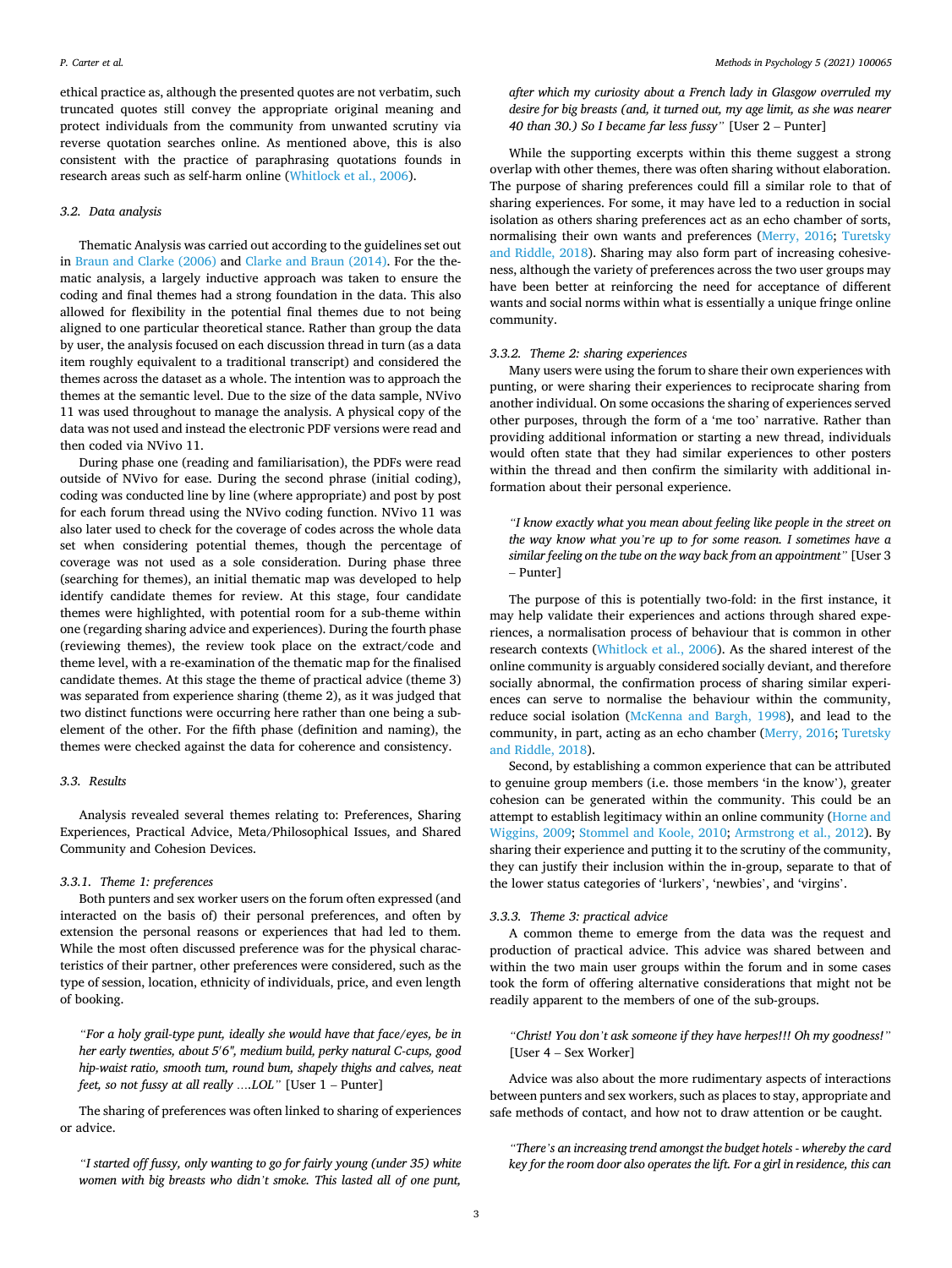ethical practice as, although the presented quotes are not verbatim, such truncated quotes still convey the appropriate original meaning and protect individuals from the community from unwanted scrutiny via reverse quotation searches online. As mentioned above, this is also consistent with the practice of paraphrasing quotations founds in research areas such as self-harm online (Whitlock et al., 2006).

### 3.2. Data analysis

Thematic Analysis was carried out according to the guidelines set out in Braun and Clarke (2006) and Clarke and Braun (2014). For the thematic analysis, a largely inductive approach was taken to ensure the coding and final themes had a strong foundation in the data. This also allowed for flexibility in the potential final themes due to not being aligned to one particular theoretical stance. Rather than group the data by user, the analysis focused on each discussion thread in turn (as a data item roughly equivalent to a traditional transcript) and considered the themes across the dataset as a whole. The intention was to approach the themes at the semantic level. Due to the size of the data sample, NVivo 11 was used throughout to manage the analysis. A physical copy of the data was not used and instead the electronic PDF versions were read and then coded via NVivo 11.

During phase one (reading and familiarisation), the PDFs were read outside of NVivo for ease. During the second phrase (initial coding), coding was conducted line by line (where appropriate) and post by post for each forum thread using the NVivo coding function. NVivo 11 was also later used to check for the coverage of codes across the whole data set when considering potential themes, though the percentage of coverage was not used as a sole consideration. During phase three (searching for themes), an initial thematic map was developed to help identify candidate themes for review. At this stage, four candidate themes were highlighted, with potential room for a sub-theme within one (regarding sharing advice and experiences). During the fourth phase (reviewing themes), the review took place on the extract/code and theme level, with a re-examination of the thematic map for the finalised candidate themes. At this stage the theme of practical advice (theme 3) was separated from experience sharing (theme 2), as it was judged that two distinct functions were occurring here rather than one being a sub-element of the other. For the fifth phase (definition and naming), the themes were checked against the data for coherence and consistency.

### 3.3. Results

Analysis revealed several themes relating to: Preferences, Sharing Experiences, Practical Advice, Meta/Philosophical Issues, and Shared Community and Cohesion Devices.

#### 3.3.1. Theme 1: preferences

Both punters and sex worker users on the forum often expressed (and interacted on the basis of) their personal preferences, and often by extension the personal reasons or experiences that had led to them. While the most often discussed preference was for the physical characteristics of their partner, other preferences were considered, such as the type of session, location, ethnicity of individuals, price, and even length of booking.

> *"For a holy grail-type punt, ideally she would have that face/eyes, be in her early twenties, about 5′6", medium build, perky natural C-cups, good hip-waist ratio, smooth tum, round bum, shapely thighs and calves, neat feet, so not fussy at all really ….LOL"* [User 1 – Punter]

The sharing of preferences was often linked to sharing of experiences or advice.

> *"I started off fussy, only wanting to go for fairly young (under 35) white women with big breasts who didn't smoke. This lasted all of one punt, after which my curiosity about a French lady in Glasgow overruled my desire for big breasts (and, it turned out, my age limit, as she was nearer 40 than 30.) So I became far less fussy"* [User 2 – Punter]

While the supporting excerpts within this theme suggest a strong overlap with other themes, there was often sharing without elaboration. The purpose of sharing preferences could fill a similar role to that of sharing experiences. For some, it may have led to a reduction in social isolation as others sharing preferences act as an echo chamber of sorts, normalising their own wants and preferences (Merry, 2016; Turetsky and Riddle, 2018). Sharing may also form part of increasing cohesiveness, although the variety of preferences across the two user groups may have been better at reinforcing the need for acceptance of different wants and social norms within what is essentially a unique fringe online community.

#### 3.3.2. Theme 2: sharing experiences

Many users were using the forum to share their own experiences with punting, or were sharing their experiences to reciprocate sharing from another individual. On some occasions the sharing of experiences served other purposes, through the form of a 'me too' narrative. Rather than providing additional information or starting a new thread, individuals would often state that they had similar experiences to other posters within the thread and then confirm the similarity with additional information about their personal experience.

> *"I know exactly what you mean about feeling like people in the street on the way know what you're up to for some reason. I sometimes have a similar feeling on the tube on the way back from an appointment"* [User 3 – Punter]

The purpose of this is potentially two-fold: in the first instance, it may help validate their experiences and actions through shared experiences, a normalisation process of behaviour that is common in other research contexts (Whitlock et al., 2006). As the shared interest of the online community is arguably considered socially deviant, and therefore socially abnormal, the confirmation process of sharing similar experiences can serve to normalise the behaviour within the community, reduce social isolation (McKenna and Bargh, 1998), and lead to the community, in part, acting as an echo chamber (Merry, 2016; Turetsky and Riddle, 2018).

Second, by establishing a common experience that can be attributed to genuine group members (i.e. those members 'in the know'), greater cohesion can be generated within the community. This could be an attempt to establish legitimacy within an online community (Horne and Wiggins, 2009; Stommel and Koole, 2010; Armstrong et al., 2012). By sharing their experience and putting it to the scrutiny of the community, they can justify their inclusion within the in-group, separate to that of the lower status categories of 'lurkers', 'newbies', and 'virgins'.

#### 3.3.3. Theme 3: practical advice

A common theme to emerge from the data was the request and production of practical advice. This advice was shared between and within the two main user groups within the forum and in some cases took the form of offering alternative considerations that might not be readily apparent to the members of one of the sub-groups.

> *"Christ! You don't ask someone if they have herpes!!! Oh my goodness!"* [User 4 – Sex Worker]

Advice was also about the more rudimentary aspects of interactions between punters and sex workers, such as places to stay, appropriate and safe methods of contact, and how not to draw attention or be caught.

> *"There's an increasing trend amongst the budget hotels - whereby the card key for the room door also operates the lift. For a girl in residence, this can*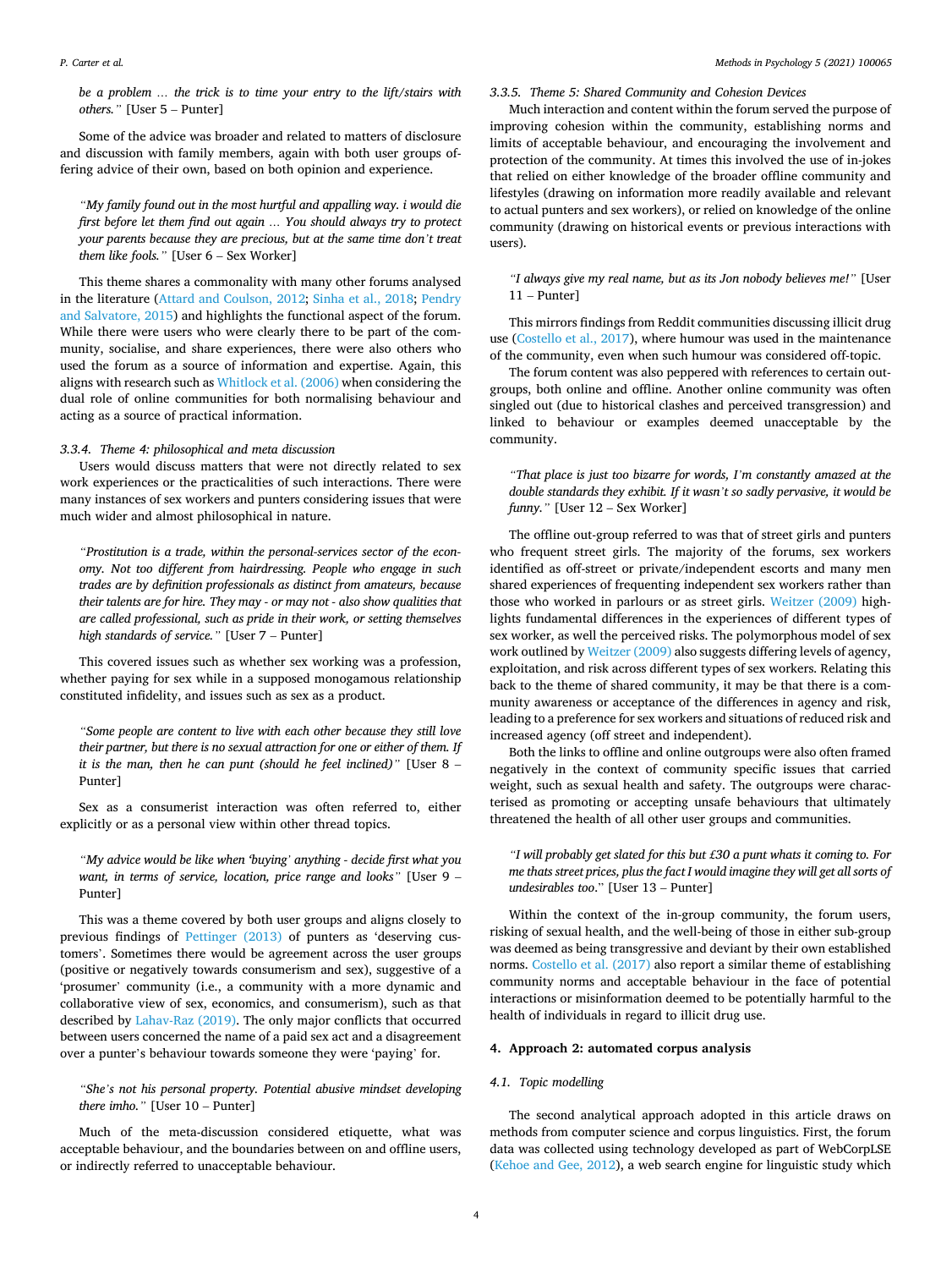*be a problem … the trick is to time your entry to the lift/stairs with others."* [User 5 – Punter]

Some of the advice was broader and related to matters of disclosure and discussion with family members, again with both user groups offering advice of their own, based on both opinion and experience.

> *"My family found out in the most hurtful and appalling way. i would die first before let them find out again … You should always try to protect your parents because they are precious, but at the same time don't treat them like fools."* [User 6 – Sex Worker]

This theme shares a commonality with many other forums analysed in the literature (Attard and Coulson, 2012; Sinha et al., 2018; Pendry and Salvatore, 2015) and highlights the functional aspect of the forum. While there were users who were clearly there to be part of the community, socialise, and share experiences, there were also others who used the forum as a source of information and expertise. Again, this aligns with research such as Whitlock et al. (2006) when considering the dual role of online communities for both normalising behaviour and acting as a source of practical information.

#### 3.3.4. Theme 4: philosophical and meta discussion

Users would discuss matters that were not directly related to sex work experiences or the practicalities of such interactions. There were many instances of sex workers and punters considering issues that were much wider and almost philosophical in nature.

> *"Prostitution is a trade, within the personal-services sector of the economy. Not too different from hairdressing. People who engage in such trades are by definition professionals as distinct from amateurs, because their talents are for hire. They may - or may not - also show qualities that are called professional, such as pride in their work, or setting themselves high standards of service."* [User 7 – Punter]

This covered issues such as whether sex working was a profession, whether paying for sex while in a supposed monogamous relationship constituted infidelity, and issues such as sex as a product.

> *"Some people are content to live with each other because they still love their partner, but there is no sexual attraction for one or either of them. If it is the man, then he can punt (should he feel inclined)"* [User 8 – Punter]

Sex as a consumerist interaction was often referred to, either explicitly or as a personal view within other thread topics.

> *"My advice would be like when 'buying' anything - decide first what you want, in terms of service, location, price range and looks"* [User 9 – Punter]

This was a theme covered by both user groups and aligns closely to previous findings of Pettinger (2013) of punters as 'deserving customers'. Sometimes there would be agreement across the user groups (positive or negatively towards consumerism and sex), suggestive of a 'prosumer' community (i.e., a community with a more dynamic and collaborative view of sex, economics, and consumerism), such as that described by Lahav-Raz (2019). The only major conflicts that occurred between users concerned the name of a paid sex act and a disagreement over a punter's behaviour towards someone they were 'paying' for.

> *"She's not his personal property. Potential abusive mindset developing there imho."* [User 10 – Punter]

Much of the meta-discussion considered etiquette, what was acceptable behaviour, and the boundaries between on and offline users, or indirectly referred to unacceptable behaviour.

#### 3.3.5. Theme 5: Shared Community and Cohesion Devices

Much interaction and content within the forum served the purpose of improving cohesion within the community, establishing norms and limits of acceptable behaviour, and encouraging the involvement and protection of the community. At times this involved the use of in-jokes that relied on either knowledge of the broader offline community and lifestyles (drawing on information more readily available and relevant to actual punters and sex workers), or relied on knowledge of the online community (drawing on historical events or previous interactions with users).

> *"I always give my real name, but as its Jon nobody believes me!"* [User 11 – Punter]

This mirrors findings from Reddit communities discussing illicit drug use (Costello et al., 2017), where humour was used in the maintenance of the community, even when such humour was considered off-topic.

The forum content was also peppered with references to certain out-groups, both online and offline. Another online community was often singled out (due to historical clashes and perceived transgression) and linked to behaviour or examples deemed unacceptable by the community.

> *"That place is just too bizarre for words, I'm constantly amazed at the double standards they exhibit. If it wasn't so sadly pervasive, it would be funny."* [User 12 – Sex Worker]

The offline out-group referred to was that of street girls and punters who frequent street girls. The majority of the forums, sex workers identified as off-street or private/independent escorts and many men shared experiences of frequenting independent sex workers rather than those who worked in parlours or as street girls. Weitzer (2009) highlights fundamental differences in the experiences of different types of sex worker, as well the perceived risks. The polymorphous model of sex work outlined by Weitzer (2009) also suggests differing levels of agency, exploitation, and risk across different types of sex workers. Relating this back to the theme of shared community, it may be that there is a community awareness or acceptance of the differences in agency and risk, leading to a preference for sex workers and situations of reduced risk and increased agency (off street and independent).

Both the links to offline and online outgroups were also often framed negatively in the context of community specific issues that carried weight, such as sexual health and safety. The outgroups were characterised as promoting or accepting unsafe behaviours that ultimately threatened the health of all other user groups and communities.

> *"I will probably get slated for this but £30 a punt whats it coming to. For me thats street prices, plus the fact I would imagine they will get all sorts of undesirables too."* [User 13 – Punter]

Within the context of the in-group community, the forum users, risking of sexual health, and the well-being of those in either sub-group was deemed as being transgressive and deviant by their own established norms. Costello et al. (2017) also report a similar theme of establishing community norms and acceptable behaviour in the face of potential interactions or misinformation deemed to be potentially harmful to the health of individuals in regard to illicit drug use.

## 4. Approach 2: automated corpus analysis

### 4.1. Topic modelling

The second analytical approach adopted in this article draws on methods from computer science and corpus linguistics. First, the forum data was collected using technology developed as part of WebCorpLSE (Kehoe and Gee, 2012), a web search engine for linguistic study which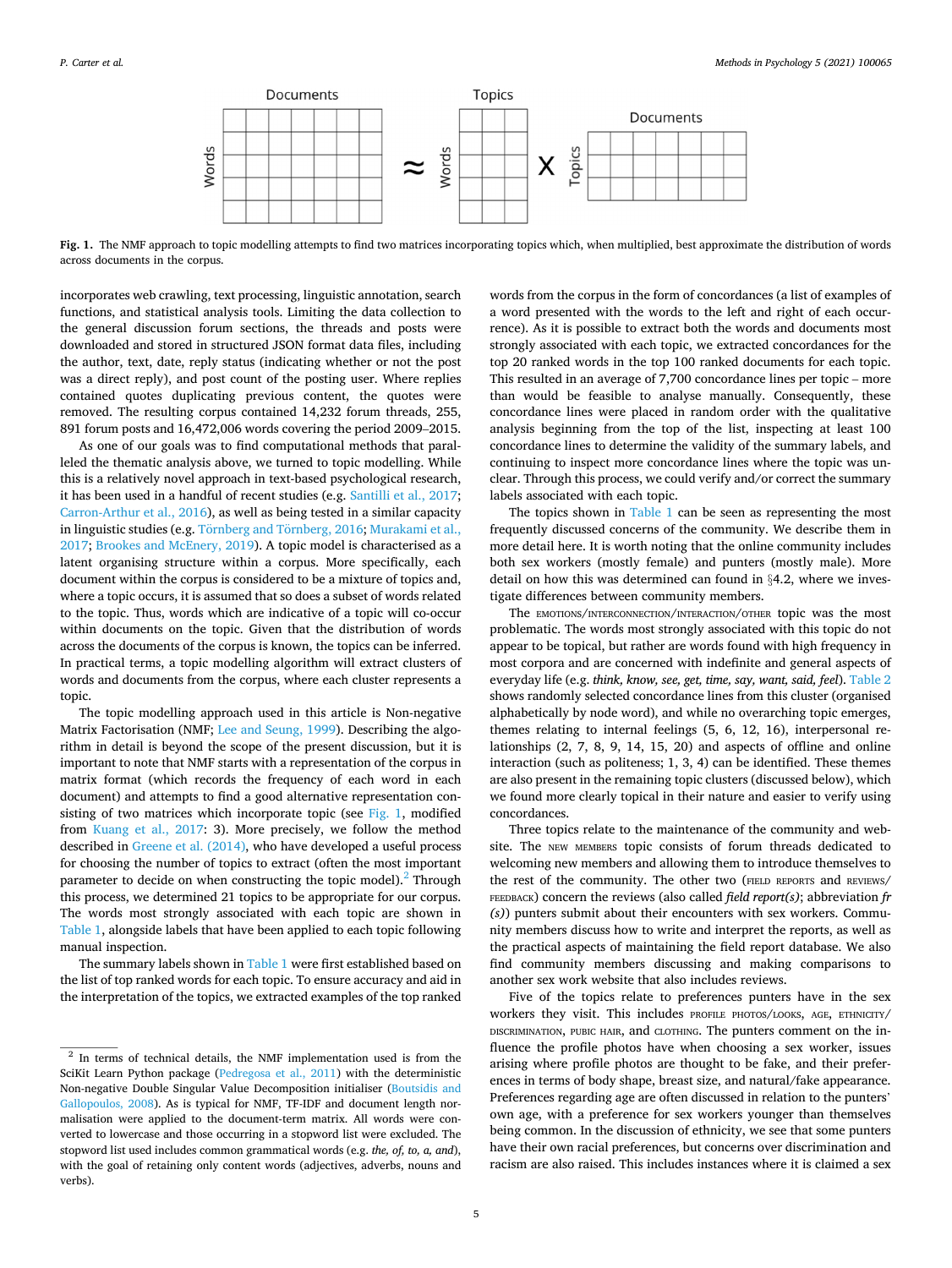Fig. 1. The NMF approach to topic modelling attempts to find two matrices incorporating topics which, when multiplied, best approximate the distribution of words across documents in the corpus.

incorporates web crawling, text processing, linguistic annotation, search functions, and statistical analysis tools. Limiting the data collection to the general discussion forum sections, the threads and posts were downloaded and stored in structured JSON format data files, including the author, text, date, reply status (indicating whether or not the post was a direct reply), and post count of the posting user. Where replies contained quotes duplicating previous content, the quotes were removed. The resulting corpus contained 14,232 forum threads, 255,891 forum posts and 16,472,006 words covering the period 2009–2015.

As one of our goals was to find computational methods that paralleled the thematic analysis above, we turned to topic modelling. While this is a relatively novel approach in text-based psychological research, it has been used in a handful of recent studies (e.g. Santilli et al., 2017; Carron-Arthur et al., 2016), as well as being tested in a similar capacity in linguistic studies (e.g. Törnberg and Törnberg, 2016; Murakami et al., 2017; Brookes and McEnery, 2019). A topic model is characterised as a latent organising structure within a corpus. More specifically, each document within the corpus is considered to be a mixture of topics and, where a topic occurs, it is assumed that so does a subset of words related to the topic. Thus, words which are indicative of a topic will co-occur within documents on the topic. Given that the distribution of words across the documents of the corpus is known, the topics can be inferred. In practical terms, a topic modelling algorithm will extract clusters of words and documents from the corpus, where each cluster represents a topic.

The topic modelling approach used in this article is Non-negative Matrix Factorisation (NMF; Lee and Seung, 1999). Describing the algorithm in detail is beyond the scope of the present discussion, but it is important to note that NMF starts with a representation of the corpus in matrix format (which records the frequency of each word in each document) and attempts to find a good alternative representation consisting of two matrices which incorporate topic (see Fig. 1, modified from Kuang et al., 2017: 3). More precisely, we follow the method described in Greene et al. (2014), who have developed a useful process for choosing the number of topics to extract (often the most important parameter to decide on when constructing the topic model).[2] Through this process, we determined 21 topics to be appropriate for our corpus. The words most strongly associated with each topic are shown in Table 1, alongside labels that have been applied to each topic following manual inspection.

The summary labels shown in Table 1 were first established based on the list of top ranked words for each topic. To ensure accuracy and aid in the interpretation of the topics, we extracted examples of the top ranked words from the corpus in the form of concordances (a list of examples of a word presented with the words to the left and right of each occurrence). As it is possible to extract both the words and documents most strongly associated with each topic, we extracted concordances for the top 20 ranked words in the top 100 ranked documents for each topic. This resulted in an average of 7,700 concordance lines per topic – more than would be feasible to analyse manually. Consequently, these concordance lines were placed in random order with the qualitative analysis beginning from the top of the list, inspecting at least 100 concordance lines to determine the validity of the summary labels, and continuing to inspect more concordance lines where the topic was unclear. Through this process, we could verify and/or correct the summary labels associated with each topic.

The topics shown in Table 1 can be seen as representing the most frequently discussed concerns of the community. We describe them in more detail here. It is worth noting that the online community includes both sex workers (mostly female) and punters (mostly male). More detail on how this was determined can found in §4.2, where we investigate differences between community members.

The EMOTIONS/INTERCONNECTION/INTERACTION/OTHER topic was the most problematic. The words most strongly associated with this topic do not appear to be topical, but rather are words found with high frequency in most corpora and are concerned with indefinite and general aspects of everyday life (e.g. *think, know, see, get, time, say, want, said, feel*). Table 2 shows randomly selected concordance lines from this cluster (organised alphabetically by node word), and while no overarching topic emerges, themes relating to internal feelings (5, 6, 12, 16), interpersonal relationships (2, 7, 8, 9, 14, 15, 20) and aspects of offline and online interaction (such as politeness; 1, 3, 4) can be identified. These themes are also present in the remaining topic clusters (discussed below), which we found more clearly topical in their nature and easier to verify using concordances.

Three topics relate to the maintenance of the community and website. The NEW MEMBERS topic consists of forum threads dedicated to welcoming new members and allowing them to introduce themselves to the rest of the community. The other two (FIELD REPORTS and REVIEWS/FEEDBACK) concern the reviews (also called *field report(s)*; abbreviation *fr (s)*) punters submit about their encounters with sex workers. Community members discuss how to write and interpret the reports, as well as the practical aspects of maintaining the field report database. We also find community members discussing and making comparisons to another sex work website that also includes reviews.

Five of the topics relate to preferences punters have in the sex workers they visit. This includes PROFILE PHOTOS/LOOKS, AGE, ETHNICITY/DISCRIMINATION, PUBIC HAIR, and CLOTHING. The punters comment on the influence the profile photos have when choosing a sex worker, issues arising where profile photos are thought to be fake, and their preferences in terms of body shape, breast size, and natural/fake appearance. Preferences regarding age are often discussed in relation to the punters' own age, with a preference for sex workers younger than themselves being common. In the discussion of ethnicity, we see that some punters have their own racial preferences, but concerns over discrimination and racism are also raised. This includes instances where it is claimed a sex

[2] In terms of technical details, the NMF implementation used is from the SciKit Learn Python package (Pedregosa et al., 2011) with the deterministic Non-negative Double Singular Value Decomposition initialiser (Boutsidis and Gallopoulos, 2008). As is typical for NMF, TF-IDF and document length normalisation were applied to the document-term matrix. All words were converted to lowercase and those occurring in a stopword list were excluded. The stopword list used includes common grammatical words (e.g. *the, of, to, a, and*), with the goal of retaining only content words (adjectives, adverbs, nouns and verbs).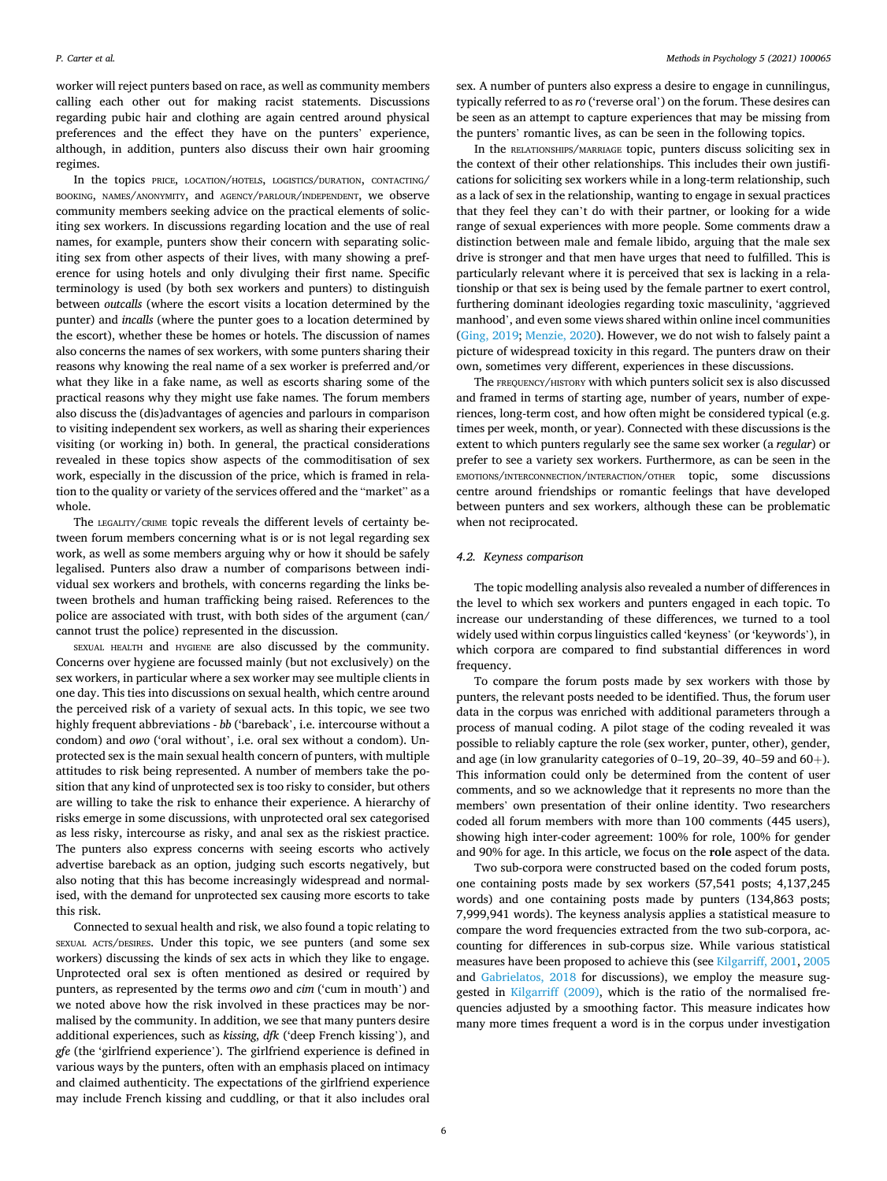worker will reject punters based on race, as well as community members calling each other out for making racist statements. Discussions regarding pubic hair and clothing are again centred around physical preferences and the effect they have on the punters' experience, although, in addition, punters also discuss their own hair grooming regimes.

In the topics PRICE, LOCATION/HOTELS, LOGISTICS/DURATION, CONTACTING/BOOKING, NAMES/ANONYMITY, and AGENCY/PARLOUR/INDEPENDENT, we observe community members seeking advice on the practical elements of soliciting sex workers. In discussions regarding location and the use of real names, for example, punters show their concern with separating soliciting sex from other aspects of their lives, with many showing a preference for using hotels and only divulging their first name. Specific terminology is used (by both sex workers and punters) to distinguish between *outcalls* (where the escort visits a location determined by the punter) and *incalls* (where the punter goes to a location determined by the escort), whether these be homes or hotels. The discussion of names also concerns the names of sex workers, with some punters sharing their reasons why knowing the real name of a sex worker is preferred and/or what they like in a fake name, as well as escorts sharing some of the practical reasons why they might use fake names. The forum members also discuss the (dis)advantages of agencies and parlours in comparison to visiting independent sex workers, as well as sharing their experiences visiting (or working in) both. In general, the practical considerations revealed in these topics show aspects of the commoditisation of sex work, especially in the discussion of the price, which is framed in relation to the quality or variety of the services offered and the "market" as a whole.

The LEGALITY/CRIME topic reveals the different levels of certainty between forum members concerning what is or is not legal regarding sex work, as well as some members arguing why or how it should be safely legalised. Punters also draw a number of comparisons between individual sex workers and brothels, with concerns regarding the links between brothels and human trafficking being raised. References to the police are associated with trust, with both sides of the argument (can/cannot trust the police) represented in the discussion.

SEXUAL HEALTH and HYGIENE are also discussed by the community. Concerns over hygiene are focussed mainly (but not exclusively) on the sex workers, in particular where a sex worker may see multiple clients in one day. This ties into discussions on sexual health, which centre around the perceived risk of a variety of sexual acts. In this topic, we see two highly frequent abbreviations - *bb* ('bareback', i.e. intercourse without a condom) and *owo* ('oral without', i.e. oral sex without a condom). Unprotected sex is the main sexual health concern of punters, with multiple attitudes to risk being represented. A number of members take the position that any kind of unprotected sex is too risky to consider, but others are willing to take the risk to enhance their experience. A hierarchy of risks emerge in some discussions, with unprotected oral sex categorised as less risky, intercourse as risky, and anal sex as the riskiest practice. The punters also express concerns with seeing escorts who actively advertise bareback as an option, judging such escorts negatively, but also noting that this has become increasingly widespread and normalised, with the demand for unprotected sex causing more escorts to take this risk.

Connected to sexual health and risk, we also found a topic relating to SEXUAL ACTS/DESIRES. Under this topic, we see punters (and some sex workers) discussing the kinds of sex acts in which they like to engage. Unprotected oral sex is often mentioned as desired or required by punters, as represented by the terms *owo* and *cim* ('cum in mouth') and we noted above how the risk involved in these practices may be normalised by the community. In addition, we see that many punters desire additional experiences, such as *kissing*, *dfk* ('deep French kissing'), and *gfe* (the 'girlfriend experience'). The girlfriend experience is defined in various ways by the punters, often with an emphasis placed on intimacy and claimed authenticity. The expectations of the girlfriend experience may include French kissing and cuddling, or that it also includes oral sex. A number of punters also express a desire to engage in cunnilingus, typically referred to as *ro* ('reverse oral') on the forum. These desires can be seen as an attempt to capture experiences that may be missing from the punters' romantic lives, as can be seen in the following topics.

In the RELATIONSHIPS/MARRIAGE topic, punters discuss soliciting sex in the context of their other relationships. This includes their own justifications for soliciting sex workers while in a long-term relationship, such as a lack of sex in the relationship, wanting to engage in sexual practices that they feel they can't do with their partner, or looking for a wide range of sexual experiences with more people. Some comments draw a distinction between male and female libido, arguing that the male sex drive is stronger and that men have urges that need to fulfilled. This is particularly relevant where it is perceived that sex is lacking in a relationship or that sex is being used by the female partner to exert control, furthering dominant ideologies regarding toxic masculinity, 'aggrieved manhood', and even some views shared within online incel communities (Ging, 2019; Menzie, 2020). However, we do not wish to falsely paint a picture of widespread toxicity in this regard. The punters draw on their own, sometimes very different, experiences in these discussions.

The FREQUENCY/HISTORY with which punters solicit sex is also discussed and framed in terms of starting age, number of years, number of experiences, long-term cost, and how often might be considered typical (e.g. times per week, month, or year). Connected with these discussions is the extent to which punters regularly see the same sex worker (a *regular*) or prefer to see a variety sex workers. Furthermore, as can be seen in the EMOTIONS/INTERCONNECTION/INTERACTION/OTHER topic, some discussions centre around friendships or romantic feelings that have developed between punters and sex workers, although these can be problematic when not reciprocated.

### 4.2. Keyness comparison

The topic modelling analysis also revealed a number of differences in the level to which sex workers and punters engaged in each topic. To increase our understanding of these differences, we turned to a tool widely used within corpus linguistics called 'keyness' (or 'keywords'), in which corpora are compared to find substantial differences in word frequency.

To compare the forum posts made by sex workers with those by punters, the relevant posts needed to be identified. Thus, the forum user data in the corpus was enriched with additional parameters through a process of manual coding. A pilot stage of the coding revealed it was possible to reliably capture the role (sex worker, punter, other), gender, and age (in low granularity categories of 0–19, 20–39, 40–59 and 60+). This information could only be determined from the content of user comments, and so we acknowledge that it represents no more than the members' own presentation of their online identity. Two researchers coded all forum members with more than 100 comments (445 users), showing high inter-coder agreement: 100% for role, 100% for gender and 90% for age. In this article, we focus on the **role** aspect of the data.

Two sub-corpora were constructed based on the coded forum posts, one containing posts made by sex workers (57,541 posts; 4,137,245 words) and one containing posts made by punters (134,863 posts; 7,999,941 words). The keyness analysis applies a statistical measure to compare the word frequencies extracted from the two sub-corpora, accounting for differences in sub-corpus size. While various statistical measures have been proposed to achieve this (see Kilgarriff, 2001, 2005 and Gabrielatos, 2018 for discussions), we employ the measure suggested in Kilgarriff (2009), which is the ratio of the normalised frequencies adjusted by a smoothing factor. This measure indicates how many more times frequent a word is in the corpus under investigation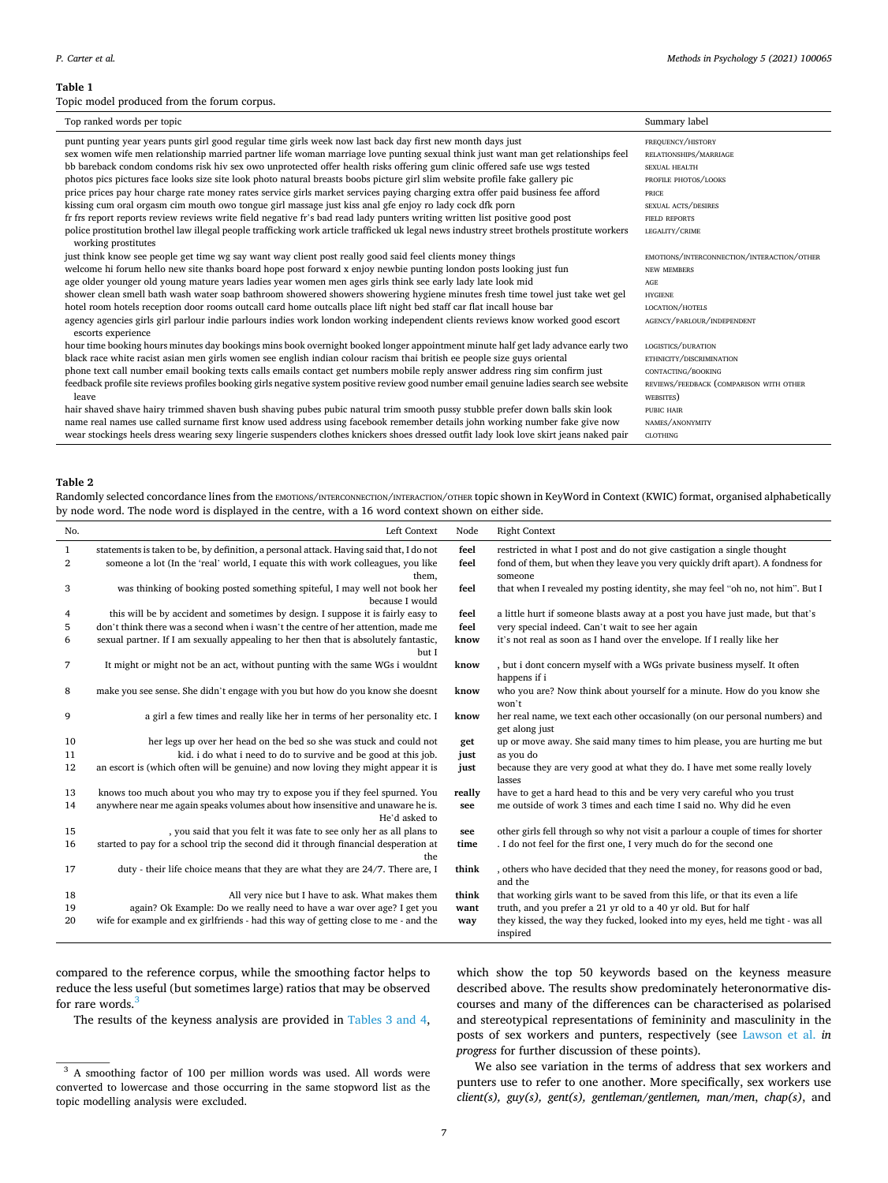**Table 1**

Topic model produced from the forum corpus.

| Top ranked words per topic | Summary label |
|---|---|
| punt punting year years punts girl good regular time girls week now last back day first new month days just | FREQUENCY/HISTORY |
| sex women wife men relationship married partner life woman marriage love punting sexual think just want man get relationships feel | RELATIONSHIPS/MARRIAGE |
| bb bareback condom condoms risk hiv sex owo unprotected offer health risks offering gum clinic offered safe use wgs tested | SEXUAL HEALTH |
| photos pics pictures face looks size site look photo natural breasts boobs picture girl slim website profile fake gallery pic | PROFILE PHOTOS/LOOKS |
| price prices pay hour charge rate money rates service girls market services paying charging extra offer paid business fee afford | PRICE |
| kissing cum oral orgasm cim mouth owo tongue girl massage just kiss anal gfe enjoy ro lady cock dfk porn | SEXUAL ACTS/DESIRES |
| fr frs report reports review reviews write field negative fr's bad read lady punters writing written list positive good post | FIELD REPORTS |
| police prostitution brothel law illegal people trafficking work article trafficked uk legal news industry street brothels prostitute workers working prostitutes | LEGALITY/CRIME |
| just think know see people get time wg say want way client post really good said feel clients money things | EMOTIONS/INTERCONNECTION/INTERACTION/OTHER |
| welcome hi forum hello new site thanks board hope post forward x enjoy newbie punting london posts looking just fun | NEW MEMBERS |
| age older younger old young mature years ladies year women men ages girls think see early lady late look mid | AGE |
| shower clean smell bath wash water soap bathroom showered showers showering hygiene minutes fresh time towel just take wet gel | HYGIENE |
| hotel room hotels reception door rooms outcall card home outcalls place lift night bed staff car flat incall house bar | LOCATION/HOTELS |
| agency agencies girls girl parlour indie parlours indies work london working independent clients reviews know worked good escort escorts experience | AGENCY/PARLOUR/INDEPENDENT |
| hour time booking hours minutes day bookings mins book overnight booked longer appointment minute half get lady advance early two | LOGISTICS/DURATION |
| black race white racist asian men girls women see english indian colour racism thai british ee people size guys oriental | ETHNICITY/DISCRIMINATION |
| phone text call number email booking texts calls emails contact get numbers mobile reply answer address ring sim confirm just | CONTACTING/BOOKING |
| feedback profile site reviews profiles booking girls negative system positive review good number email genuine ladies search see website leave | REVIEWS/FEEDBACK (COMPARISON WITH OTHER WEBSITES) |
| hair shaved shave hairy trimmed shaven bush shaving pubes pubic natural trim smooth pussy stubble prefer down balls skin look | PUBIC HAIR |
| name real names use called surname first know used address using facebook remember details john working number fake give now | NAMES/ANONYMITY |
| wear stockings heels dress wearing sexy lingerie suspenders clothes knickers shoes dressed outfit lady look love skirt jeans naked pair | CLOTHING |

**Table 2**

Randomly selected concordance lines from the EMOTIONS/INTERCONNECTION/INTERACTION/OTHER topic shown in KeyWord in Context (KWIC) format, organised alphabetically by node word. The node word is displayed in the centre, with a 16 word context shown on either side.

| No. | Left Context | Node | Right Context |
|---|---|---|---|
| 1 | statements is taken to be, by definition, a personal attack. Having said that, I do not | **feel** | restricted in what I post and do not give castigation a single thought |
| 2 | someone a lot (In the 'real' world, I equate this with work colleagues, you like them, | **feel** | fond of them, but when they leave you very quickly drift apart). A fondness for someone |
| 3 | was thinking of booking posted something spiteful, I may well not book her because I would | **feel** | that when I revealed my posting identity, she may feel "oh no, not him". But I |
| 4 | this will be by accident and sometimes by design. I suppose it is fairly easy to | **feel** | a little hurt if someone blasts away at a post you have just made, but that's |
| 5 | don't think there was a second when i wasn't the centre of her attention, made me | **feel** | very special indeed. Can't wait to see her again |
| 6 | sexual partner. If I am sexually appealing to her then that is absolutely fantastic, but I | **know** | it's not real as soon as I hand over the envelope. If I really like her |
| 7 | It might or might not be an act, without punting with the same WGs i wouldnt | **know** | , but i dont concern myself with a WGs private business myself. It often happens if i |
| 8 | make you see sense. She didn't engage with you but how do you know she doesnt | **know** | who you are? Now think about yourself for a minute. How do you know she won't |
| 9 | a girl a few times and really like her in terms of her personality etc. I | **know** | her real name, we text each other occasionally (on our personal numbers) and get along just |
| 10 | her legs up over her head on the bed so she was stuck and could not | **get** | up or move away. She said many times to him please, you are hurting me but |
| 11 | kid. i do what i need to do to survive and be good at this job. | **just** | as you do |
| 12 | an escort is (which often will be genuine) and now loving they might appear it is | **just** | because they are very good at what they do. I have met some really lovely lasses |
| 13 | knows too much about you who may try to expose you if they feel spurned. You | **really** | have to get a hard head to this and be very very careful who you trust |
| 14 | anywhere near me again speaks volumes about how insensitive and unaware he is. He'd asked to | **see** | me outside of work 3 times and each time I said no. Why did he even |
| 15 | , you said that you felt it was fate to see only her as all plans to | **see** | other girls fell through so why not visit a parlour a couple of times for shorter |
| 16 | started to pay for a school trip the second did it through financial desperation at the | **time** | . I do not feel for the first one, I very much do for the second one |
| 17 | duty - their life choice means that they are what they are 24/7. There are, I | **think** | , others who have decided that they need the money, for reasons good or bad, and the |
| 18 | All very nice but I have to ask. What makes them | **think** | that working girls want to be saved from this life, or that its even a life |
| 19 | again? Ok Example: Do we really need to have a war over age? I get you | **want** | truth, and you prefer a 21 yr old to a 40 yr old. But for half |
| 20 | wife for example and ex girlfriends - had this way of getting close to me - and the | **way** | they kissed, the way they fucked, looked into my eyes, held me tight - was all inspired |

compared to the reference corpus, while the smoothing factor helps to reduce the less useful (but sometimes large) ratios that may be observed for rare words.[3]

The results of the keyness analysis are provided in Tables 3 and 4, which show the top 50 keywords based on the keyness measure described above. The results show predominately heteronormative discourses and many of the differences can be characterised as polarised and stereotypical representations of femininity and masculinity in the posts of sex workers and punters, respectively (see Lawson et al. *in progress* for further discussion of these points).

We also see variation in the terms of address that sex workers and punters use to refer to one another. More specifically, sex workers use *client(s), guy(s), gent(s), gentleman/gentlemen, man/men, chap(s)*, and

[3] A smoothing factor of 100 per million words was used. All words were converted to lowercase and those occurring in the same stopword list as the topic modelling analysis were excluded.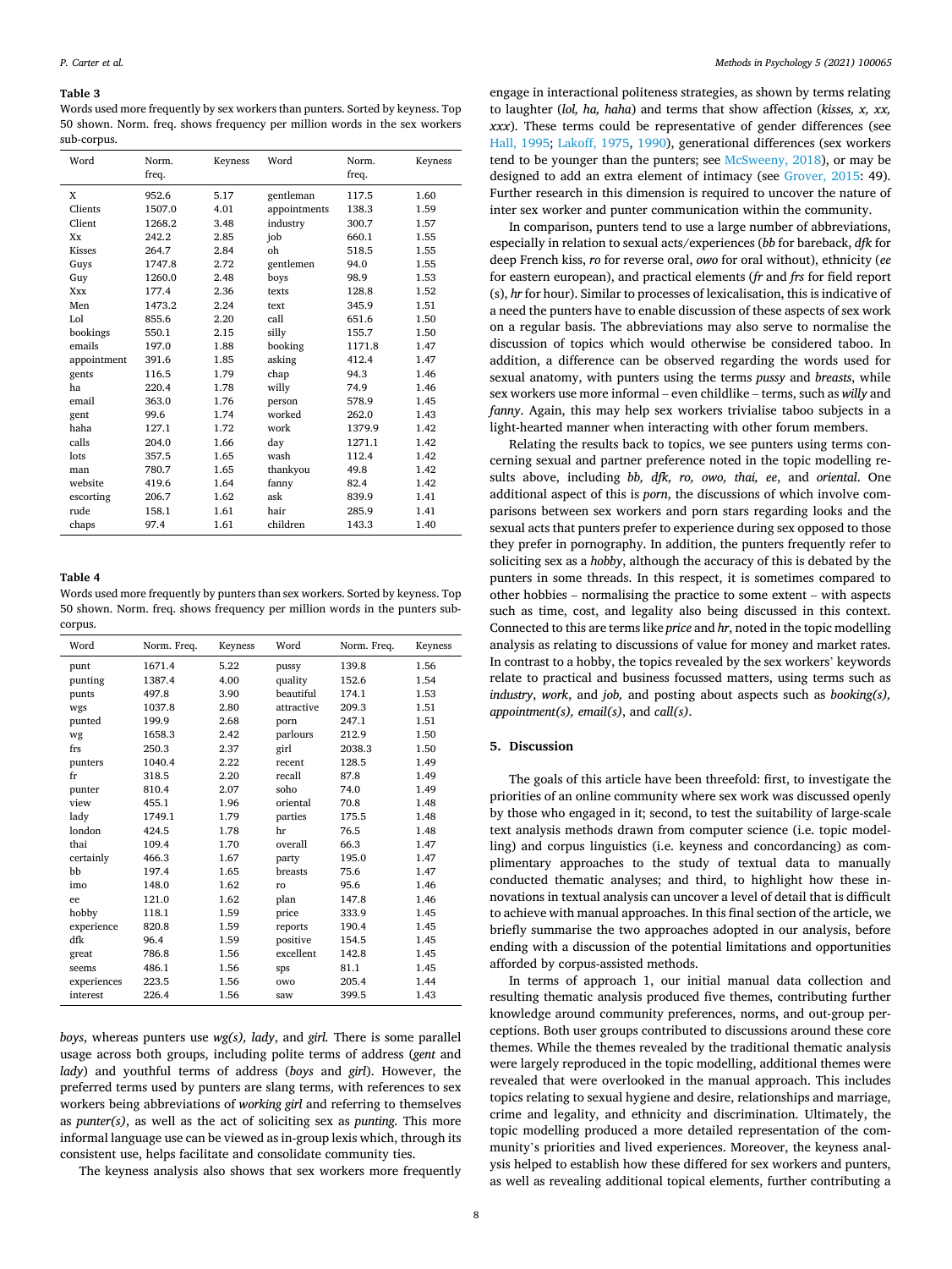**Table 3**
Words used more frequently by sex workers than punters. Sorted by keyness. Top 50 shown. Norm. freq. shows frequency per million words in the sex workers sub-corpus.

| Word | Norm. freq. | Keyness | Word | Norm. freq. | Keyness |
|---|---|---|---|---|---|
| X | 952.6 | 5.17 | gentleman | 117.5 | 1.60 |
| Clients | 1507.0 | 4.01 | appointments | 138.3 | 1.59 |
| Client | 1268.2 | 3.48 | industry | 300.7 | 1.57 |
| Xx | 242.2 | 2.85 | job | 660.1 | 1.55 |
| Kisses | 264.7 | 2.84 | oh | 518.5 | 1.55 |
| Guys | 1747.8 | 2.72 | gentlemen | 94.0 | 1.55 |
| Guy | 1260.0 | 2.48 | boys | 98.9 | 1.53 |
| Xxx | 177.4 | 2.36 | texts | 128.8 | 1.52 |
| Men | 1473.2 | 2.24 | text | 345.9 | 1.51 |
| Lol | 855.6 | 2.20 | call | 651.6 | 1.50 |
| bookings | 550.1 | 2.15 | silly | 155.7 | 1.50 |
| emails | 197.0 | 1.88 | booking | 1171.8 | 1.47 |
| appointment | 391.6 | 1.85 | asking | 412.4 | 1.47 |
| gents | 116.5 | 1.79 | chap | 94.3 | 1.46 |
| ha | 220.4 | 1.78 | willy | 74.9 | 1.46 |
| email | 363.0 | 1.76 | person | 578.9 | 1.45 |
| gent | 99.6 | 1.74 | worked | 262.0 | 1.43 |
| haha | 127.1 | 1.72 | work | 1379.9 | 1.42 |
| calls | 204.0 | 1.66 | day | 1271.1 | 1.42 |
| lots | 357.5 | 1.65 | wash | 112.4 | 1.42 |
| man | 780.7 | 1.65 | thankyou | 49.8 | 1.42 |
| website | 419.6 | 1.64 | fanny | 82.4 | 1.42 |
| escorting | 206.7 | 1.62 | ask | 839.9 | 1.41 |
| rude | 158.1 | 1.61 | hair | 285.9 | 1.41 |
| chaps | 97.4 | 1.61 | children | 143.3 | 1.40 |

**Table 4**
Words used more frequently by punters than sex workers. Sorted by keyness. Top 50 shown. Norm. freq. shows frequency per million words in the punters sub-corpus.

| Word | Norm. Freq. | Keyness | Word | Norm. Freq. | Keyness |
|---|---|---|---|---|---|
| punt | 1671.4 | 5.22 | pussy | 139.8 | 1.56 |
| punting | 1387.4 | 4.00 | quality | 152.6 | 1.54 |
| punts | 497.8 | 3.90 | beautiful | 174.1 | 1.53 |
| wgs | 1037.8 | 2.80 | attractive | 209.3 | 1.51 |
| punted | 199.9 | 2.68 | porn | 247.1 | 1.51 |
| wg | 1658.3 | 2.42 | parlours | 212.9 | 1.50 |
| frs | 250.3 | 2.37 | girl | 2038.3 | 1.50 |
| punters | 1040.4 | 2.22 | recent | 128.5 | 1.49 |
| fr | 318.5 | 2.20 | recall | 87.8 | 1.49 |
| punter | 810.4 | 2.07 | soho | 74.0 | 1.49 |
| view | 455.1 | 1.96 | oriental | 70.8 | 1.48 |
| lady | 1749.1 | 1.79 | parties | 175.5 | 1.48 |
| london | 424.5 | 1.78 | hr | 76.5 | 1.48 |
| thai | 109.4 | 1.70 | overall | 66.3 | 1.47 |
| certainly | 466.3 | 1.67 | party | 195.0 | 1.47 |
| bb | 197.4 | 1.65 | breasts | 75.6 | 1.47 |
| imo | 148.0 | 1.62 | ro | 95.6 | 1.46 |
| ee | 121.0 | 1.62 | plan | 147.8 | 1.46 |
| hobby | 118.1 | 1.59 | price | 333.9 | 1.45 |
| experience | 820.8 | 1.59 | reports | 190.4 | 1.45 |
| dfk | 96.4 | 1.59 | positive | 154.5 | 1.45 |
| great | 786.8 | 1.56 | excellent | 142.8 | 1.45 |
| seems | 486.1 | 1.56 | sps | 81.1 | 1.45 |
| experiences | 223.5 | 1.56 | owo | 205.4 | 1.44 |
| interest | 226.4 | 1.56 | saw | 399.5 | 1.43 |

*boys*, whereas punters use *wg(s)*, *lady*, and *girl.* There is some parallel usage across both groups, including polite terms of address (*gent* and *lady*) and youthful terms of address (*boys* and *girl*). However, the preferred terms used by punters are slang terms, with references to sex workers being abbreviations of *working girl* and referring to themselves as *punter(s)*, as well as the act of soliciting sex as *punting.* This more informal language use can be viewed as in-group lexis which, through its consistent use, helps facilitate and consolidate community ties.

The keyness analysis also shows that sex workers more frequently engage in interactional politeness strategies, as shown by terms relating to laughter (*lol, ha, haha*) and terms that show affection (*kisses, x, xx, xxx*). These terms could be representative of gender differences (see Hall, 1995; Lakoff, 1975, 1990), generational differences (sex workers tend to be younger than the punters; see McSweeny, 2018), or may be designed to add an extra element of intimacy (see Grover, 2015: 49). Further research in this dimension is required to uncover the nature of inter sex worker and punter communication within the community.

In comparison, punters tend to use a large number of abbreviations, especially in relation to sexual acts/experiences (*bb* for bareback, *dfk* for deep French kiss, *ro* for reverse oral, *owo* for oral without), ethnicity (*ee* for eastern european), and practical elements (*fr* and *frs* for field report (s), *hr* for hour). Similar to processes of lexicalisation, this is indicative of a need the punters have to enable discussion of these aspects of sex work on a regular basis. The abbreviations may also serve to normalise the discussion of topics which would otherwise be considered taboo. In addition, a difference can be observed regarding the words used for sexual anatomy, with punters using the terms *pussy* and *breasts*, while sex workers use more informal – even childlike – terms, such as *willy* and *fanny*. Again, this may help sex workers trivialise taboo subjects in a light-hearted manner when interacting with other forum members.

Relating the results back to topics, we see punters using terms concerning sexual and partner preference noted in the topic modelling results above, including *bb, dfk, ro, owo, thai, ee*, and *oriental*. One additional aspect of this is *porn*, the discussions of which involve comparisons between sex workers and porn stars regarding looks and the sexual acts that punters prefer to experience during sex opposed to those they prefer in pornography. In addition, the punters frequently refer to soliciting sex as a *hobby*, although the accuracy of this is debated by the punters in some threads. In this respect, it is sometimes compared to other hobbies – normalising the practice to some extent – with aspects such as time, cost, and legality also being discussed in this context. Connected to this are terms like *price* and *hr*, noted in the topic modelling analysis as relating to discussions of value for money and market rates. In contrast to a hobby, the topics revealed by the sex workers' keywords relate to practical and business focussed matters, using terms such as *industry*, *work*, and *job,* and posting about aspects such as *booking(s), appointment(s), email(s)*, and *call(s)*.

## 5. Discussion

The goals of this article have been threefold: first, to investigate the priorities of an online community where sex work was discussed openly by those who engaged in it; second, to test the suitability of large-scale text analysis methods drawn from computer science (i.e. topic modelling) and corpus linguistics (i.e. keyness and concordancing) as complimentary approaches to the study of textual data to manually conducted thematic analyses; and third, to highlight how these innovations in textual analysis can uncover a level of detail that is difficult to achieve with manual approaches. In this final section of the article, we briefly summarise the two approaches adopted in our analysis, before ending with a discussion of the potential limitations and opportunities afforded by corpus-assisted methods.

In terms of approach 1, our initial manual data collection and resulting thematic analysis produced five themes, contributing further knowledge around community preferences, norms, and out-group perceptions. Both user groups contributed to discussions around these core themes. While the themes revealed by the traditional thematic analysis were largely reproduced in the topic modelling, additional themes were revealed that were overlooked in the manual approach. This includes topics relating to sexual hygiene and desire, relationships and marriage, crime and legality, and ethnicity and discrimination. Ultimately, the topic modelling produced a more detailed representation of the community's priorities and lived experiences. Moreover, the keyness analysis helped to establish how these differed for sex workers and punters, as well as revealing additional topical elements, further contributing a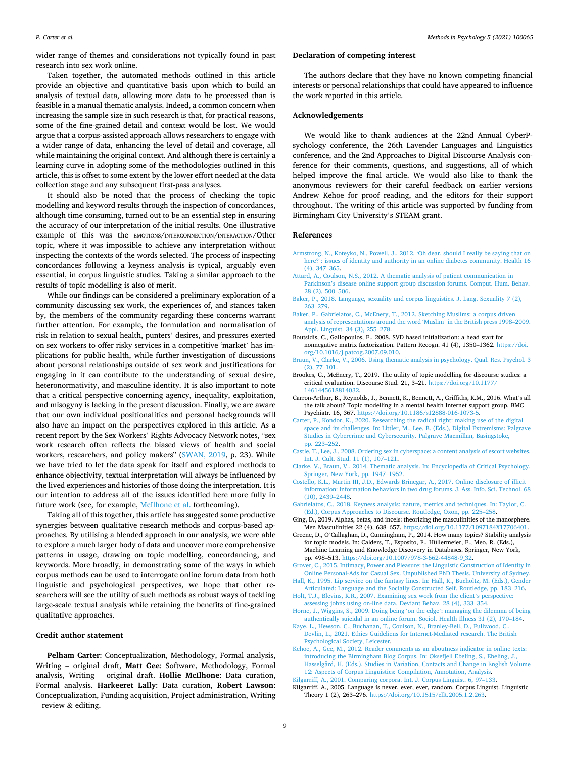wider range of themes and considerations not typically found in past research into sex work online.

Taken together, the automated methods outlined in this article provide an objective and quantitative basis upon which to build an analysis of textual data, allowing more data to be processed than is feasible in a manual thematic analysis. Indeed, a common concern when increasing the sample size in such research is that, for practical reasons, some of the fine-grained detail and context would be lost. We would argue that a corpus-assisted approach allows researchers to engage with a wider range of data, enhancing the level of detail and coverage, all while maintaining the original context. And although there is certainly a learning curve in adopting some of the methodologies outlined in this article, this is offset to some extent by the lower effort needed at the data collection stage and any subsequent first-pass analyses.

It should also be noted that the process of checking the topic modelling and keyword results through the inspection of concordances, although time consuming, turned out to be an essential step in ensuring the accuracy of our interpretation of the initial results. One illustrative example of this was the EMOTIONS/INTERCONNECTION/INTERACTION/Other topic, where it was impossible to achieve any interpretation without inspecting the contexts of the words selected. The process of inspecting concordances following a keyness analysis is typical, arguably even essential, in corpus linguistic studies. Taking a similar approach to the results of topic modelling is also of merit.

While our findings can be considered a preliminary exploration of a community discussing sex work, the experiences of, and stances taken by, the members of the community regarding these concerns warrant further attention. For example, the formulation and normalisation of risk in relation to sexual health, punters' desires, and pressures exerted on sex workers to offer risky services in a competitive 'market' has implications for public health, while further investigation of discussions about personal relationships outside of sex work and justifications for engaging in it can contribute to the understanding of sexual desire, heteronormativity, and masculine identity. It is also important to note that a critical perspective concerning agency, inequality, exploitation, and misogyny is lacking in the present discussion. Finally, we are aware that our own individual positionalities and personal backgrounds will also have an impact on the perspectives explored in this article. As a recent report by the Sex Workers' Rights Advocacy Network notes, "sex work research often reflects the biased views of health and social workers, researchers, and policy makers" (SWAN, 2019, p. 23). While we have tried to let the data speak for itself and explored methods to enhance objectivity, textual interpretation will always be influenced by the lived experiences and histories of those doing the interpretation. It is our intention to address all of the issues identified here more fully in future work (see, for example, McIlhone et al. forthcoming).

Taking all of this together, this article has suggested some productive synergies between qualitative research methods and corpus-based approaches. By utilising a blended approach in our analysis, we were able to explore a much larger body of data and uncover more comprehensive patterns in usage, drawing on topic modelling, concordancing, and keywords. More broadly, in demonstrating some of the ways in which corpus methods can be used to interrogate online forum data from both linguistic and psychological perspectives, we hope that other researchers will see the utility of such methods as robust ways of tackling large-scale textual analysis while retaining the benefits of fine-grained qualitative approaches.

## Credit author statement

**Pelham Carter**: Conceptualization, Methodology, Formal analysis, Writing – original draft, **Matt Gee**: Software, Methodology, Formal analysis, Writing – original draft. **Hollie McIlhone**: Data curation, Formal analysis. **Harkeeret Lally**: Data curation, **Robert Lawson**: Conceptualization, Funding acquisition, Project administration, Writing – review & editing.

## Declaration of competing interest

The authors declare that they have no known competing financial interests or personal relationships that could have appeared to influence the work reported in this article.

## Acknowledgements

We would like to thank audiences at the 22nd Annual CyberPsychology conference, the 26th Lavender Languages and Linguistics conference, and the 2nd Approaches to Digital Discourse Analysis conference for their comments, questions, and suggestions, all of which helped improve the final article. We would also like to thank the anonymous reviewers for their careful feedback on earlier versions Andrew Kehoe for proof reading, and the editors for their support throughout. The writing of this article was supported by funding from Birmingham City University's STEAM grant.

## References

Armstrong, N., Koteyko, N., Powell, J., 2012. 'Oh dear, should I really be saying that on here?': issues of identity and authority in an online diabetes community. Health 16 (4), 347–365.

Attard, A., Coulson, N.S., 2012. A thematic analysis of patient communication in Parkinson's disease online support group discussion forums. Comput. Hum. Behav. 28 (2), 500–506.

Baker, P., 2018. Language, sexuality and corpus linguistics. J. Lang. Sexuality 7 (2), 263–279.

Baker, P., Gabrielatos, C., McEnery, T., 2012. Sketching Muslims: a corpus driven analysis of representations around the word 'Muslim' in the British press 1998–2009. Appl. Linguist. 34 (3), 255–278.

Boutsidis, C., Gallopoulos, E., 2008. SVD based initialization: a head start for nonnegative matrix factorization. Pattern Recogn. 41 (4), 1350–1362. https://doi.org/10.1016/j.patcog.2007.09.010.

Braun, V., Clarke, V., 2006. Using thematic analysis in psychology. Qual. Res. Psychol. 3 (2), 77–101.

Brookes, G., McEnery, T., 2019. The utility of topic modelling for discourse studies: a critical evaluation. Discourse Stud. 21, 3–21. https://doi.org/10.1177/1461445618814032.

Carron-Arthur, B., Reynolds, J., Bennett, K., Bennett, A., Griffiths, K.M., 2016. What's all the talk about? Topic modelling in a mental health Internet support group. BMC Psychiatr. 16, 367. https://doi.org/10.1186/s12888-016-1073-5.

Carter, P., Kondor, K., 2020. Researching the radical right: making use of the digital space and its challenges. In: Littler, M., Lee, B. (Eds.), Digital Extremisms: Palgrave Studies in Cybercrime and Cybersecurity. Palgrave Macmillan, Basingstoke, pp. 223–252.

Castle, T., Lee, J., 2008. Ordering sex in cyberspace: a content analysis of escort websites. Int. J. Cult. Stud. 11 (1), 107–121.

Clarke, V., Braun, V., 2014. Thematic analysis. In: Encyclopedia of Critical Psychology. Springer, New York, pp. 1947–1952.

Costello, K.L., Martin III, J.D., Edwards Brinegar, A., 2017. Online disclosure of illicit information: information behaviors in two drug forums. J. Ass. Info. Sci. Technol. 68 (10), 2439–2448.

Gabrielatos, C., 2018. Keyness analysis: nature, metrics and techniques. In: Taylor, C. (Ed.), Corpus Approaches to Discourse. Routledge, Oxon, pp. 225–258.

Ging, D., 2019. Alphas, betas, and incels: theorizing the masculinities of the manosphere. Men Masculinities 22 (4), 638–657. https://doi.org/10.1177/1097184X17706401.

Greene, D., O'Callaghan, D., Cunningham, P., 2014. How many topics? Stability analysis for topic models. In: Calders, T., Esposito, F., Hüllermeier, E., Meo, R. (Eds.), Machine Learning and Knowledge Discovery in Databases. Springer, New York, pp. 498–513. https://doi.org/10.1007/978-3-662-44848-9_32.

Grover, C., 2015. Intimacy, Power and Pleasure: the Linguistic Construction of Identity in Online Personal-Ads for Casual Sex. Unpublished PhD Thesis. University of Sydney.

Hall, K., 1995. Lip service on the fantasy lines. In: Hall, K., Bucholtz, M. (Eds.), Gender Articulated: Language and the Socially Constructed Self. Routledge, pp. 183–216.

Holt, T.J., Blevins, K.R., 2007. Examining sex work from the client's perspective: assessing johns using on-line data. Deviant Behav. 28 (4), 333–354.

Horne, J., Wiggins, S., 2009. Doing being 'on the edge': managing the dilemma of being authentically suicidal in an online forum. Sociol. Health Illness 31 (2), 170–184.

Kaye, L., Hewson, C., Buchanan, T., Coulson, N., Branley-Bell, D., Fullwood, C., Devlin, L., 2021. Ethics Guideliens for Internet-Mediated research. The British Psychological Society, Leicester.

Kehoe, A., Gee, M., 2012. Reader comments as an aboutness indicator in online texts: introducing the Birmingham Blog Corpus. In: Oksefjell Ebeling, S., Ebeling, J., Hasselgård, H. (Eds.), Studies in Variation, Contacts and Change in English Volume 12: Aspects of Corpus Linguistics: Compilation, Annotation, Analysis.

Kilgarriff, A., 2001. Comparing corpora. Int. J. Corpus Linguist. 6, 97–133.

Kilgarriff, A., 2005. Language is never, ever, ever, random. Corpus Linguist. Linguistic Theory 1 (2), 263–276. https://doi.org/10.1515/cllt.2005.1.2.263.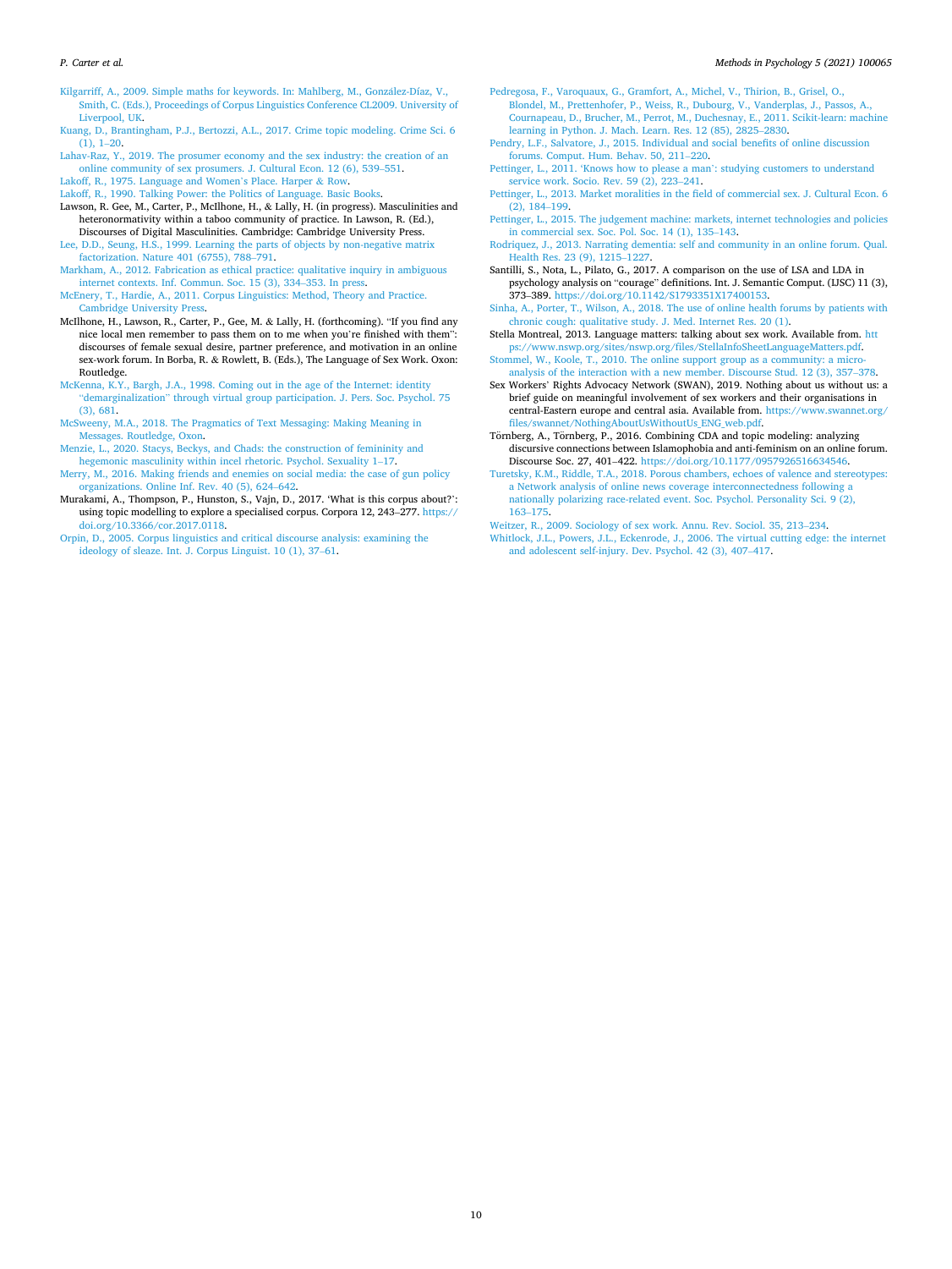Kilgarriff, A., 2009. Simple maths for keywords. In: Mahlberg, M., González-Díaz, V., Smith, C. (Eds.), Proceedings of Corpus Linguistics Conference CL2009. University of Liverpool, UK.

Kuang, D., Brantingham, P.J., Bertozzi, A.L., 2017. Crime topic modeling. Crime Sci. 6 (1), 1–20.

Lahav-Raz, Y., 2019. The prosumer economy and the sex industry: the creation of an online community of sex prosumers. J. Cultural Econ. 12 (6), 539–551.

Lakoff, R., 1975. Language and Women's Place. Harper & Row.

Lakoff, R., 1990. Talking Power: the Politics of Language. Basic Books.

Lawson, R. Gee, M., Carter, P., McIlhone, H., & Lally, H. (in progress). Masculinities and heteronormativity within a taboo community of practice. In Lawson, R. (Ed.), Discourses of Digital Masculinities. Cambridge: Cambridge University Press.

Lee, D.D., Seung, H.S., 1999. Learning the parts of objects by non-negative matrix factorization. Nature 401 (6755), 788–791.

Markham, A., 2012. Fabrication as ethical practice: qualitative inquiry in ambiguous internet contexts. Inf. Commun. Soc. 15 (3), 334–353. In press.

McEnery, T., Hardie, A., 2011. Corpus Linguistics: Method, Theory and Practice. Cambridge University Press.

McIlhone, H., Lawson, R., Carter, P., Gee, M. & Lally, H. (forthcoming). "If you find any nice local men remember to pass them on to me when you're finished with them": discourses of female sexual desire, partner preference, and motivation in an online sex-work forum. In Borba, R. & Rowlett, B. (Eds.), The Language of Sex Work. Oxon: Routledge.

McKenna, K.Y., Bargh, J.A., 1998. Coming out in the age of the Internet: identity "demarginalization" through virtual group participation. J. Pers. Soc. Psychol. 75 (3), 681.

McSweeny, M.A., 2018. The Pragmatics of Text Messaging: Making Meaning in Messages. Routledge, Oxon.

Menzie, L., 2020. Stacys, Beckys, and Chads: the construction of femininity and hegemonic masculinity within incel rhetoric. Psychol. Sexuality 1–17.

Merry, M., 2016. Making friends and enemies on social media: the case of gun policy organizations. Online Inf. Rev. 40 (5), 624–642.

Murakami, A., Thompson, P., Hunston, S., Vajn, D., 2017. 'What is this corpus about?': using topic modelling to explore a specialised corpus. Corpora 12, 243–277. https://doi.org/10.3366/cor.2017.0118.

Orpin, D., 2005. Corpus linguistics and critical discourse analysis: examining the ideology of sleaze. Int. J. Corpus Linguist. 10 (1), 37–61.

Pedregosa, F., Varoquaux, G., Gramfort, A., Michel, V., Thirion, B., Grisel, O., Blondel, M., Prettenhofer, P., Weiss, R., Dubourg, V., Vanderplas, J., Passos, A., Cournapeau, D., Brucher, M., Perrot, M., Duchesnay, E., 2011. Scikit-learn: machine learning in Python. J. Mach. Learn. Res. 12 (85), 2825–2830.

Pendry, L.F., Salvatore, J., 2015. Individual and social benefits of online discussion forums. Comput. Hum. Behav. 50, 211–220.

Pettinger, L., 2011. 'Knows how to please a man': studying customers to understand service work. Socio. Rev. 59 (2), 223–241.

Pettinger, L., 2013. Market moralities in the field of commercial sex. J. Cultural Econ. 6 (2), 184–199.

Pettinger, L., 2015. The judgement machine: markets, internet technologies and policies in commercial sex. Soc. Pol. Soc. 14 (1), 135–143.

Rodriquez, J., 2013. Narrating dementia: self and community in an online forum. Qual. Health Res. 23 (9), 1215–1227.

Santilli, S., Nota, L., Pilato, G., 2017. A comparison on the use of LSA and LDA in psychology analysis on "courage" definitions. Int. J. Semantic Comput. (IJSC) 11 (3), 373–389. https://doi.org/10.1142/S1793351X17400153.

Sinha, A., Porter, T., Wilson, A., 2018. The use of online health forums by patients with chronic cough: qualitative study. J. Med. Internet Res. 20 (1).

Stella Montreal, 2013. Language matters: talking about sex work. Available from. https://www.nswp.org/sites/nswp.org/files/StellaInfoSheetLanguageMatters.pdf.

Stommel, W., Koole, T., 2010. The online support group as a community: a micro-analysis of the interaction with a new member. Discourse Stud. 12 (3), 357–378.

Sex Workers' Rights Advocacy Network (SWAN), 2019. Nothing about us without us: a brief guide on meaningful involvement of sex workers and their organisations in central-Eastern europe and central asia. Available from. https://www.swannet.org/files/swannet/NothingAboutUsWithoutUs_ENG_web.pdf.

Törnberg, A., Törnberg, P., 2016. Combining CDA and topic modeling: analyzing discursive connections between Islamophobia and anti-feminism on an online forum. Discourse Soc. 27, 401–422. https://doi.org/10.1177/0957926516634546.

Turetsky, K.M., Riddle, T.A., 2018. Porous chambers, echoes of valence and stereotypes: a Network analysis of online news coverage interconnectedness following a nationally polarizing race-related event. Soc. Psychol. Personality Sci. 9 (2), 163–175.

Weitzer, R., 2009. Sociology of sex work. Annu. Rev. Sociol. 35, 213–234.

Whitlock, J.L., Powers, J.L., Eckenrode, J., 2006. The virtual cutting edge: the internet and adolescent self-injury. Dev. Psychol. 42 (3), 407–417.